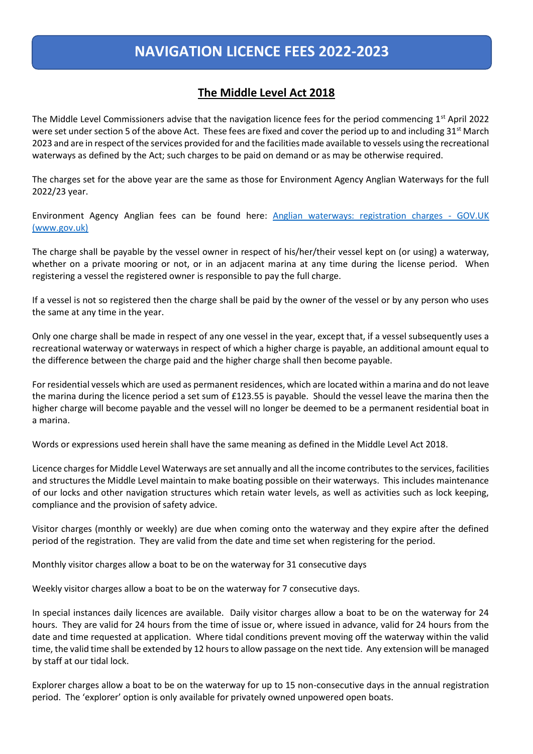# NAVIGATION LICENCE FEES 2022-2023

## The Middle Level Act 2018

The Middle Level Commissioners advise that the navigation licence fees for the period commencing 1st April 2022 were set under section 5 of the above Act. These fees are fixed and cover the period up to and including 31st March 2023 and are in respect of the services provided for and the facilities made available to vessels using the recreational waterways as defined by the Act; such charges to be paid on demand or as may be otherwise required.

The charges set for the above year are the same as those for Environment Agency Anglian Waterways for the full 2022/23 year.

Environment Agency Anglian fees can be found here: [Anglian waterways: registration charges - GOV.UK (www.gov.uk)](https://www.gov.uk)

The charge shall be payable by the vessel owner in respect of his/her/their vessel kept on (or using) a waterway, whether on a private mooring or not, or in an adjacent marina at any time during the license period. When registering a vessel the registered owner is responsible to pay the full charge.

If a vessel is not so registered then the charge shall be paid by the owner of the vessel or by any person who uses the same at any time in the year.

Only one charge shall be made in respect of any one vessel in the year, except that, if a vessel subsequently uses a recreational waterway or waterways in respect of which a higher charge is payable, an additional amount equal to the difference between the charge paid and the higher charge shall then become payable.

For residential vessels which are used as permanent residences, which are located within a marina and do not leave the marina during the licence period a set sum of £123.55 is payable. Should the vessel leave the marina then the higher charge will become payable and the vessel will no longer be deemed to be a permanent residential boat in a marina.

Words or expressions used herein shall have the same meaning as defined in the Middle Level Act 2018.

Licence charges for Middle Level Waterways are set annually and all the income contributes to the services, facilities and structures the Middle Level maintain to make boating possible on their waterways. This includes maintenance of our locks and other navigation structures which retain water levels, as well as activities such as lock keeping, compliance and the provision of safety advice.

Visitor charges (monthly or weekly) are due when coming onto the waterway and they expire after the defined period of the registration. They are valid from the date and time set when registering for the period.

Monthly visitor charges allow a boat to be on the waterway for 31 consecutive days

Weekly visitor charges allow a boat to be on the waterway for 7 consecutive days.

In special instances daily licences are available. Daily visitor charges allow a boat to be on the waterway for 24 hours. They are valid for 24 hours from the time of issue or, where issued in advance, valid for 24 hours from the date and time requested at application. Where tidal conditions prevent moving off the waterway within the valid time, the valid time shall be extended by 12 hours to allow passage on the next tide. Any extension will be managed by staff at our tidal lock.

Explorer charges allow a boat to be on the waterway for up to 15 non-consecutive days in the annual registration period. The 'explorer' option is only available for privately owned unpowered open boats.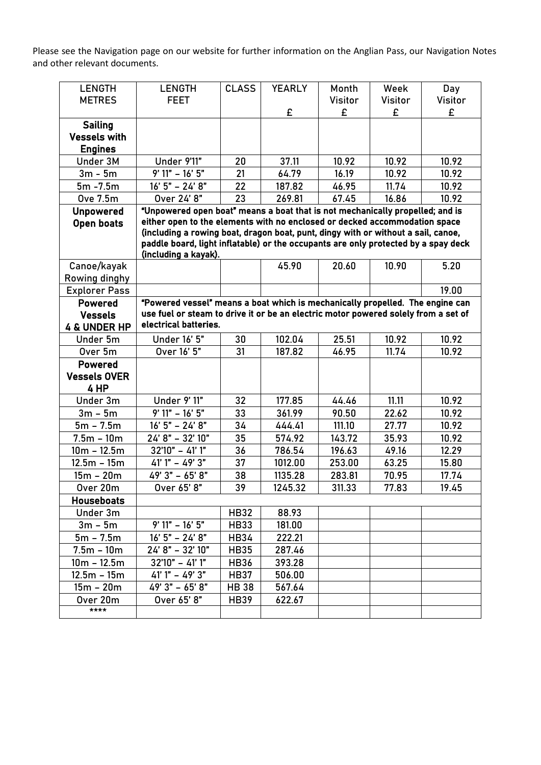Please see the Navigation page on our website for further information on the Anglian Pass, our Navigation Notes and other relevant documents.

| LENGTH METRES | LENGTH FEET | CLASS | YEARLY £ | Month Visitor £ | Week Visitor £ | Day Visitor £ |
|---|---|---|---|---|---|---|
| **Sailing Vessels with Engines** | | | | | | |
| Under 3M | Under 9'11" | 20 | 37.11 | 10.92 | 10.92 | 10.92 |
| 3m - 5m | 9' 11" – 16' 5" | 21 | 64.79 | 16.19 | 10.92 | 10.92 |
| 5m -7.5m | 16' 5" – 24' 8" | 22 | 187.82 | 46.95 | 11.74 | 10.92 |
| Ove 7.5m | Over 24' 8" | 23 | 269.81 | 67.45 | 16.86 | 10.92 |
| **Unpowered Open boats** | **"Unpowered open boat" means a boat that is not mechanically propelled; and is either open to the elements with no enclosed or decked accommodation space (including a rowing boat, dragon boat, punt, dingy with or without a sail, canoe, paddle board, light inflatable) or the occupants are only protected by a spay deck (including a kayak).** | | | | | |
| Canoe/kayak Rowing dinghy | | | 45.90 | 20.60 | 10.90 | 5.20 |
| Explorer Pass | | | | | | 19.00 |
| **Powered Vessels 4 & UNDER HP** | **"Powered vessel" means a boat which is mechanically propelled. The engine can use fuel or steam to drive it or be an electric motor powered solely from a set of electrical batteries.** | | | | | |
| Under 5m | Under 16' 5" | 30 | 102.04 | 25.51 | 10.92 | 10.92 |
| Over 5m | Over 16' 5" | 31 | 187.82 | 46.95 | 11.74 | 10.92 |
| **Powered Vessels OVER 4 HP** | | | | | | |
| Under 3m | Under 9' 11" | 32 | 177.85 | 44.46 | 11.11 | 10.92 |
| 3m – 5m | 9' 11" – 16' 5" | 33 | 361.99 | 90.50 | 22.62 | 10.92 |
| 5m – 7.5m | 16' 5" – 24' 8" | 34 | 444.41 | 111.10 | 27.77 | 10.92 |
| 7.5m – 10m | 24' 8" – 32' 10" | 35 | 574.92 | 143.72 | 35.93 | 10.92 |
| 10m – 12.5m | 32'10" – 41' 1" | 36 | 786.54 | 196.63 | 49.16 | 12.29 |
| 12.5m – 15m | 41' 1" – 49' 3" | 37 | 1012.00 | 253.00 | 63.25 | 15.80 |
| 15m – 20m | 49' 3" – 65' 8" | 38 | 1135.28 | 283.81 | 70.95 | 17.74 |
| Over 20m | Over 65' 8" | 39 | 1245.32 | 311.33 | 77.83 | 19.45 |
| **Houseboats** | | | | | | |
| Under 3m | | HB32 | 88.93 | | | |
| 3m – 5m | 9' 11" – 16' 5" | HB33 | 181.00 | | | |
| 5m – 7.5m | 16' 5" – 24' 8" | HB34 | 222.21 | | | |
| 7.5m – 10m | 24' 8" – 32' 10" | HB35 | 287.46 | | | |
| 10m – 12.5m | 32'10" – 41' 1" | HB36 | 393.28 | | | |
| 12.5m – 15m | 41' 1" – 49' 3" | HB37 | 506.00 | | | |
| 15m – 20m | 49' 3" – 65' 8" | HB 38 | 567.64 | | | |
| Over 20m | Over 65' 8" | HB39 | 622.67 | | | |
| **** | | | | | | |